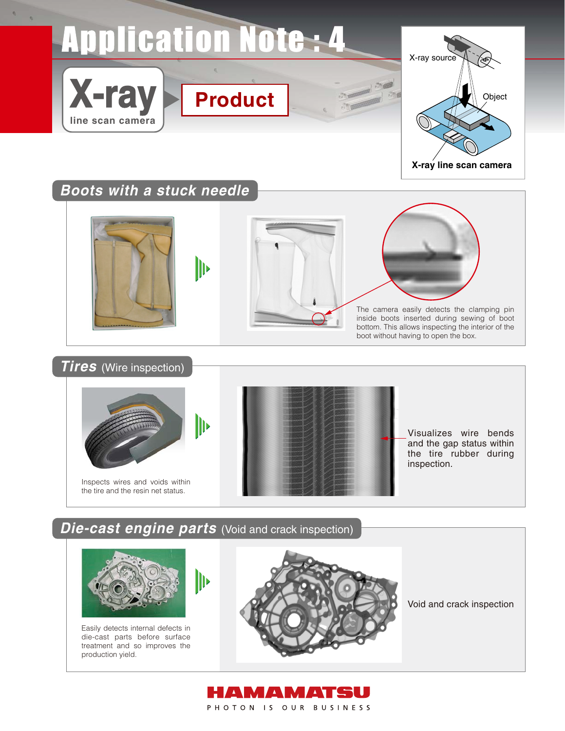# Application Note : 4

**X-ray** line scan camera

**Product**

X-ray source

Object

**X-ray line scan camera**

## Boots with a stuck needle

The camera easily detects the clamping pin inside boots inserted during sewing of boot bottom. This allows inspecting the interior of the boot without having to open the box.

## Tires (Wire inspection)

Inspects wires and voids within the tire and the resin net status.

Visualizes wire bends and the gap status within the tire rubber during inspection.

## Die-cast engine parts (Void and crack inspection)

Easily detects internal defects in die-cast parts before surface treatment and so improves the production yield.

Void and crack inspection

**HAMAMATSU**

PHOTON IS OUR BUSINESS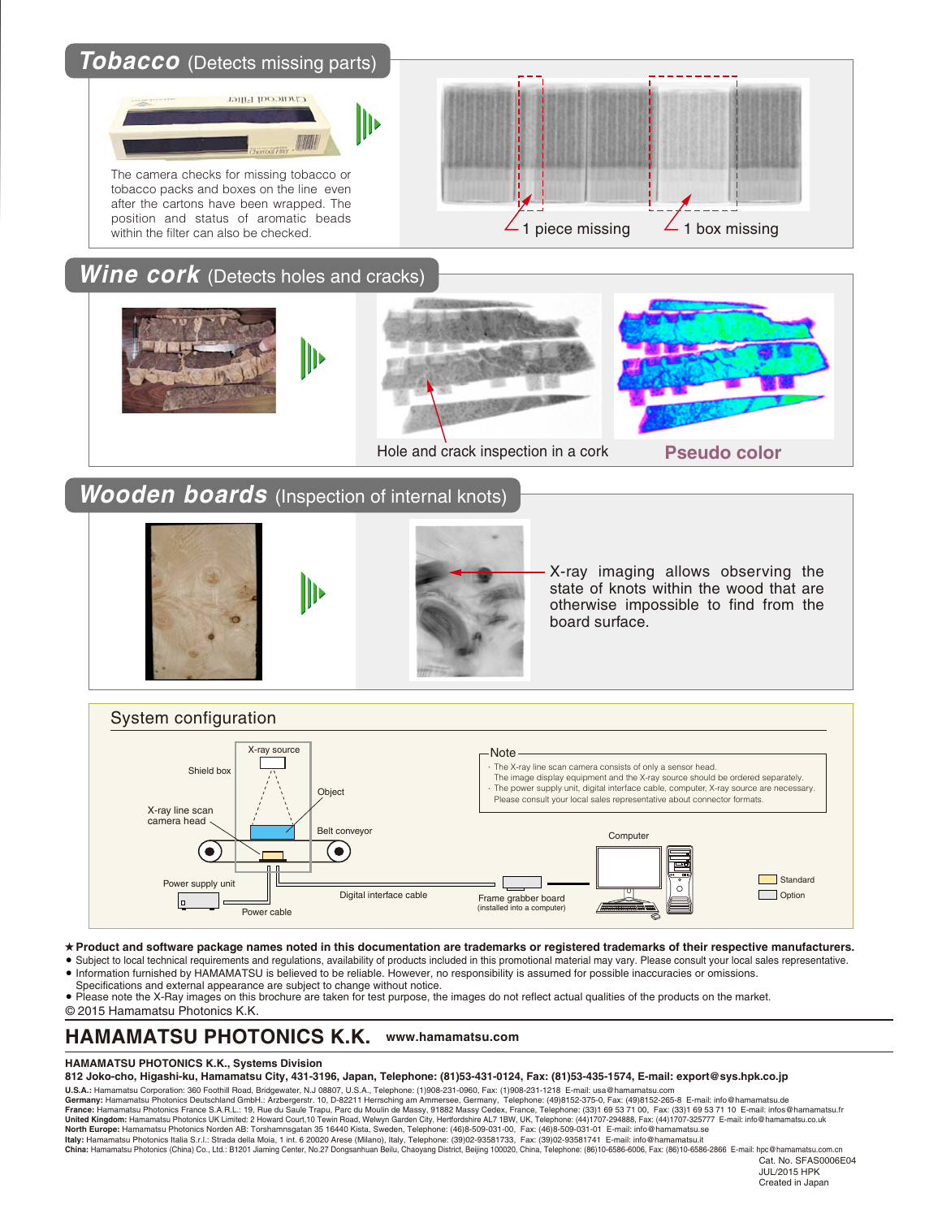## Tobacco (Detects missing parts)

The camera checks for missing tobacco or tobacco packs and boxes on the line even after the cartons have been wrapped. The position and status of aromatic beads within the filter can also be checked.

1 piece missing

1 box missing

## Wine cork (Detects holes and cracks)

Hole and crack inspection in a cork

Pseudo color

## Wooden boards (Inspection of internal knots)

X-ray imaging allows observing the state of knots within the wood that are otherwise impossible to find from the board surface.

## System configuration

X-ray source

Shield box

Object

X-ray line scan camera head

Belt conveyor

Power supply unit

Power cable

Digital interface cable

Frame grabber board (installed into a computer)

Computer

Standard

Option

**Note**

- The X-ray line scan camera consists of only a sensor head. The image display equipment and the X-ray source should be ordered separately.
- The power supply unit, digital interface cable, computer, X-ray source are necessary. Please consult your local sales representative about connector formats.

★ **Product and software package names noted in this documentation are trademarks or registered trademarks of their respective manufacturers.**

- Subject to local technical requirements and regulations, availability of products included in this promotional material may vary. Please consult your local sales representative.
- Information furnished by HAMAMATSU is believed to be reliable. However, no responsibility is assumed for possible inaccuracies or omissions. Specifications and external appearance are subject to change without notice.
- Please note the X-Ray images on this brochure are taken for test purpose, the images do not reflect actual qualities of the products on the market.

© 2015 Hamamatsu Photonics K.K.

# HAMAMATSU PHOTONICS K.K. www.hamamatsu.com

**HAMAMATSU PHOTONICS K.K., Systems Division**

**812 Joko-cho, Higashi-ku, Hamamatsu City, 431-3196, Japan, Telephone: (81)53-431-0124, Fax: (81)53-435-1574, E-mail: export@sys.hpk.co.jp**

**U.S.A.:** Hamamatsu Corporation: 360 Foothill Road, Bridgewater, N.J 08807, U.S.A., Telephone: (1)908-231-0960, Fax: (1)908-231-1218 E-mail: usa@hamamatsu.com
**Germany:** Hamamatsu Photonics Deutschland GmbH.: Arzbergerstr. 10, D-82211 Herrsching am Ammersee, Germany, Telephone: (49)8152-375-0, Fax: (49)8152-265-8 E-mail: info@hamamatsu.de
**France:** Hamamatsu Photonics France S.A.R.L.: 19, Rue du Saule Trapu, Parc du Moulin de Massy, 91882 Massy Cedex, France, Telephone: (33)1 69 53 71 00, Fax: (33)1 69 53 71 10 E-mail: infos@hamamatsu.fr
**United Kingdom:** Hamamatsu Photonics UK Limited: 2 Howard Court,10 Tewin Road, Welwyn Garden City, Hertfordshire AL7 1BW, UK, Telephone: (44)1707-294888, Fax: (44)1707-325777 E-mail: info@hamamatsu.co.uk
**North Europe:** Hamamatsu Photonics Norden AB: Torshamnsgatan 35 16440 Kista, Sweden, Telephone: (46)8-509-031-00, Fax: (46)8-509-031-01 E-mail: info@hamamatsu.se
**Italy:** Hamamatsu Photonics Italia S.r.l.: Strada della Moia, 1 int. 6 20020 Arese (Milano), Italy, Telephone: (39)02-93581733, Fax: (39)02-93581741 E-mail: info@hamamatsu.it
**China:** Hamamatsu Photonics (China) Co., Ltd.: B1201 Jiaming Center, No.27 Dongsanhuan Beilu, Chaoyang District, Beijing 100020, China, Telephone: (86)10-6586-6006, Fax: (86)10-6586-2866 E-mail: hpc@hamamatsu.com.cn

Cat. No. SFAS0006E04
JUL/2015 HPK
Created in Japan